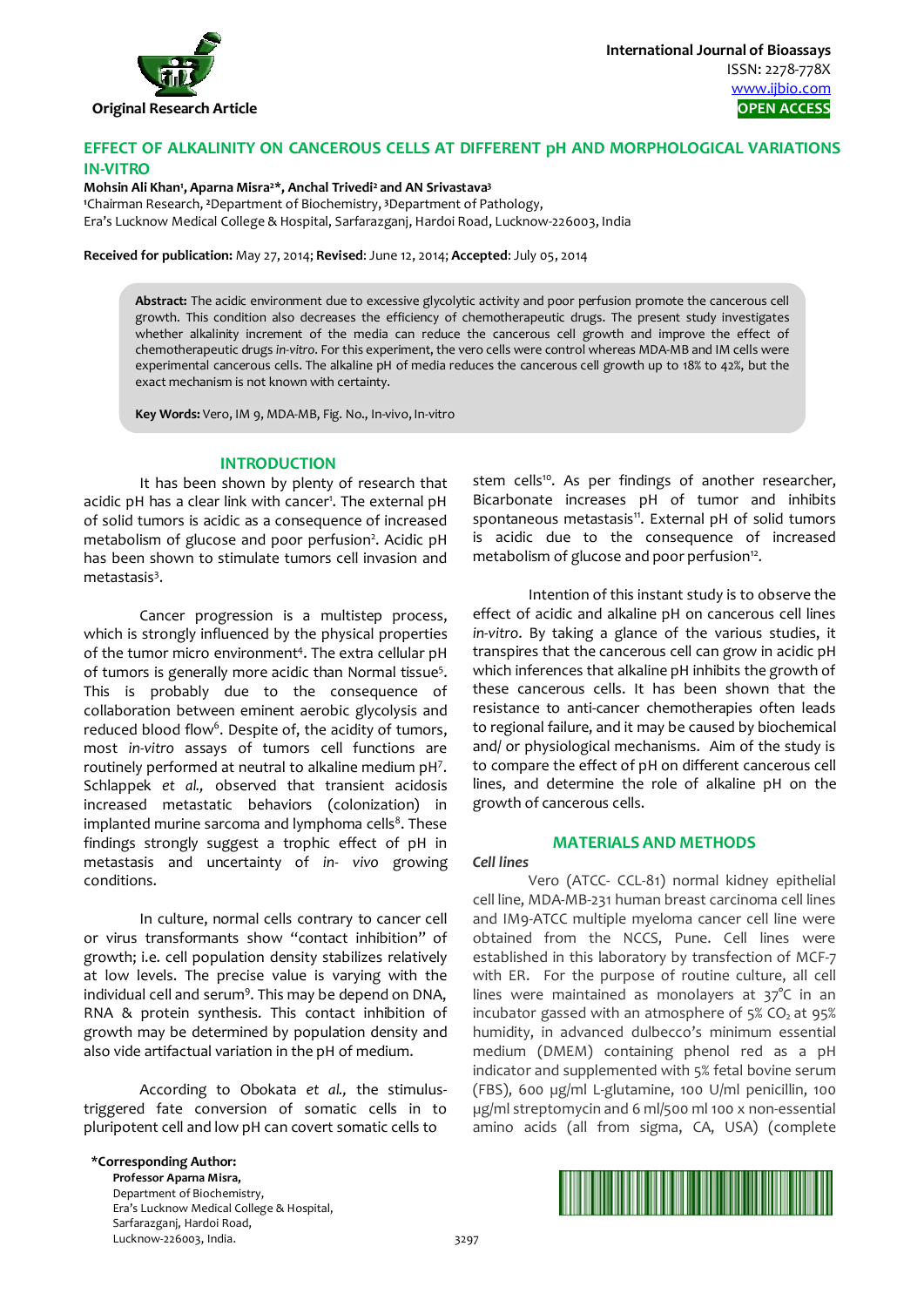Original Research Article

International Journal of Bioassays
ISSN: 2278-778X
www.ijbio.com
OPEN ACCESS

# EFFECT OF ALKALINITY ON CANCEROUS CELLS AT DIFFERENT pH AND MORPHOLOGICAL VARIATIONS IN-VITRO

**Mohsin Ali Khan[1], Aparna Misra[2]*, Anchal Trivedi[2] and AN Srivastava[3]**

[1]Chairman Research, [2]Department of Biochemistry, [3]Department of Pathology,
Era's Lucknow Medical College & Hospital, Sarfarazganj, Hardoi Road, Lucknow-226003, India

**Received for publication:** May 27, 2014; **Revised**: June 12, 2014; **Accepted**: July 05, 2014

**Abstract:** The acidic environment due to excessive glycolytic activity and poor perfusion promote the cancerous cell growth. This condition also decreases the efficiency of chemotherapeutic drugs. The present study investigates whether alkalinity increment of the media can reduce the cancerous cell growth and improve the effect of chemotherapeutic drugs *in-vitro*. For this experiment, the vero cells were control whereas MDA-MB and IM cells were experimental cancerous cells. The alkaline pH of media reduces the cancerous cell growth up to 18% to 42%, but the exact mechanism is not known with certainty.

**Key Words:** Vero, IM 9, MDA-MB, Fig. No., In-vivo, In-vitro

## INTRODUCTION

It has been shown by plenty of research that acidic pH has a clear link with cancer[1]. The external pH of solid tumors is acidic as a consequence of increased metabolism of glucose and poor perfusion[2]. Acidic pH has been shown to stimulate tumors cell invasion and metastasis[3].

Cancer progression is a multistep process, which is strongly influenced by the physical properties of the tumor micro environment[4]. The extra cellular pH of tumors is generally more acidic than Normal tissue[5]. This is probably due to the consequence of collaboration between eminent aerobic glycolysis and reduced blood flow[6]. Despite of, the acidity of tumors, most *in-vitro* assays of tumors cell functions are routinely performed at neutral to alkaline medium pH[7]. Schlappek *et al.,* observed that transient acidosis increased metastatic behaviors (colonization) in implanted murine sarcoma and lymphoma cells[8]. These findings strongly suggest a trophic effect of pH in metastasis and uncertainty of *in- vivo* growing conditions.

In culture, normal cells contrary to cancer cell or virus transformants show "contact inhibition" of growth; i.e. cell population density stabilizes relatively at low levels. The precise value is varying with the individual cell and serum[9]. This may be depend on DNA, RNA & protein synthesis. This contact inhibition of growth may be determined by population density and also vide artifactual variation in the pH of medium.

According to Obokata *et al.,* the stimulus-triggered fate conversion of somatic cells in to pluripotent cell and low pH can covert somatic cells to stem cells[10]. As per findings of another researcher, Bicarbonate increases pH of tumor and inhibits spontaneous metastasis[11]. External pH of solid tumors is acidic due to the consequence of increased metabolism of glucose and poor perfusion[12].

Intention of this instant study is to observe the effect of acidic and alkaline pH on cancerous cell lines *in-vitro*. By taking a glance of the various studies, it transpires that the cancerous cell can grow in acidic pH which inferences that alkaline pH inhibits the growth of these cancerous cells. It has been shown that the resistance to anti-cancer chemotherapies often leads to regional failure, and it may be caused by biochemical and/ or physiological mechanisms. Aim of the study is to compare the effect of pH on different cancerous cell lines, and determine the role of alkaline pH on the growth of cancerous cells.

## MATERIALS AND METHODS

### *Cell lines*

Vero (ATCC- CCL-81) normal kidney epithelial cell line, MDA-MB-231 human breast carcinoma cell lines and IM9-ATCC multiple myeloma cancer cell line were obtained from the NCCS, Pune. Cell lines were established in this laboratory by transfection of MCF-7 with ER. For the purpose of routine culture, all cell lines were maintained as monolayers at 37°C in an incubator gassed with an atmosphere of 5% $CO_2$ at 95% humidity, in advanced dulbecco's minimum essential medium (DMEM) containing phenol red as a pH indicator and supplemented with 5% fetal bovine serum (FBS), 600 µg/ml L-glutamine, 100 U/ml penicillin, 100 µg/ml streptomycin and 6 ml/500 ml 100 x non-essential amino acids (all from sigma, CA, USA) (complete

**\*Corresponding Author:**
**Professor Aparna Misra,**
Department of Biochemistry,
Era's Lucknow Medical College & Hospital,
Sarfarazganj, Hardoi Road,
Lucknow-226003, India.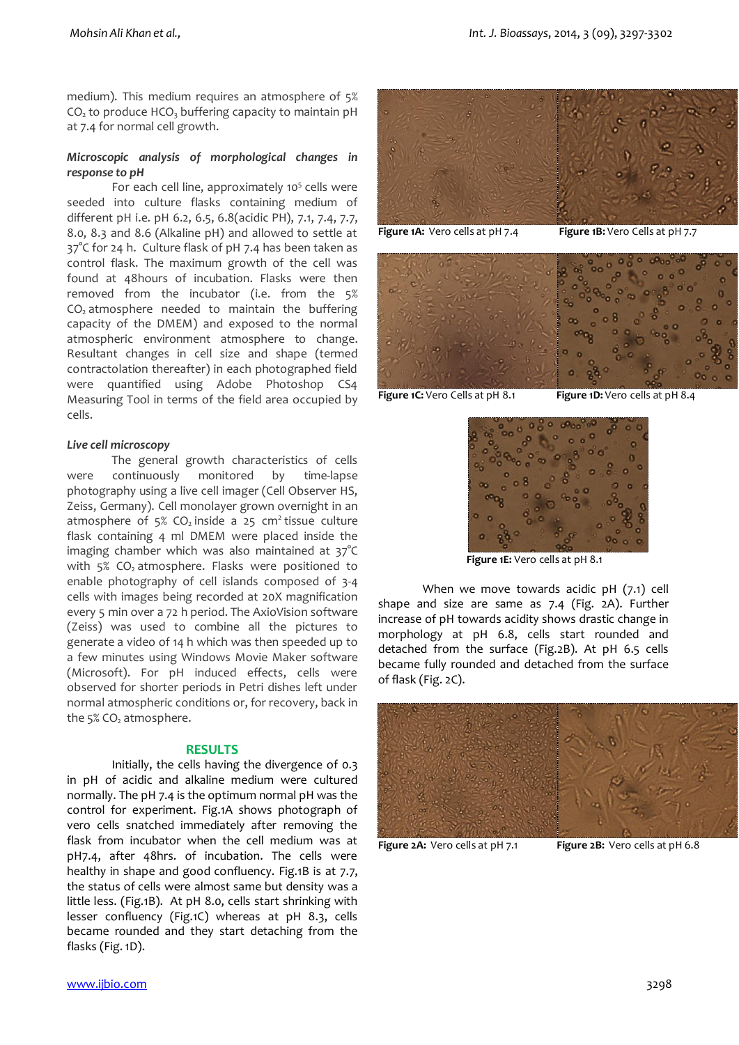medium). This medium requires an atmosphere of 5% $CO_2$ to produce $HCO_3$ buffering capacity to maintain pH at 7.4 for normal cell growth.

***Microscopic analysis of morphological changes in response to pH***

For each cell line, approximately $10^5$ cells were seeded into culture flasks containing medium of different pH i.e. pH 6.2, 6.5, 6.8(acidic PH), 7.1, 7.4, 7.7, 8.0, 8.3 and 8.6 (Alkaline pH) and allowed to settle at 37°C for 24 h. Culture flask of pH 7.4 has been taken as control flask. The maximum growth of the cell was found at 48hours of incubation. Flasks were then removed from the incubator (i.e. from the 5% $CO_2$ atmosphere needed to maintain the buffering capacity of the DMEM) and exposed to the normal atmospheric environment atmosphere to change. Resultant changes in cell size and shape (termed contractolation thereafter) in each photographed field were quantified using Adobe Photoshop CS4 Measuring Tool in terms of the field area occupied by cells.

***Live cell microscopy***

The general growth characteristics of cells were continuously monitored by time-lapse photography using a live cell imager (Cell Observer HS, Zeiss, Germany). Cell monolayer grown overnight in an atmosphere of 5% $CO_2$ inside a 25 $cm^2$ tissue culture flask containing 4 ml DMEM were placed inside the imaging chamber which was also maintained at 37°C with 5% $CO_2$ atmosphere. Flasks were positioned to enable photography of cell islands composed of 3-4 cells with images being recorded at 20X magnification every 5 min over a 72 h period. The AxioVision software (Zeiss) was used to combine all the pictures to generate a video of 14 h which was then speeded up to a few minutes using Windows Movie Maker software (Microsoft). For pH induced effects, cells were observed for shorter periods in Petri dishes left under normal atmospheric conditions or, for recovery, back in the 5% $CO_2$ atmosphere.

## RESULTS

Initially, the cells having the divergence of 0.3 in pH of acidic and alkaline medium were cultured normally. The pH 7.4 is the optimum normal pH was the control for experiment. Fig.1A shows photograph of vero cells snatched immediately after removing the flask from incubator when the cell medium was at pH7.4, after 48hrs. of incubation. The cells were healthy in shape and good confluency. Fig.1B is at 7.7, the status of cells were almost same but density was a little less. (Fig.1B). At pH 8.0, cells start shrinking with lesser confluency (Fig.1C) whereas at pH 8.3, cells became rounded and they start detaching from the flasks (Fig. 1D).

**Figure 1A:** Vero cells at pH 7.4

**Figure 1B:** Vero Cells at pH 7.7

**Figure 1C:** Vero Cells at pH 8.1

**Figure 1D:** Vero cells at pH 8.4

**Figure 1E:** Vero cells at pH 8.1

When we move towards acidic pH (7.1) cell shape and size are same as 7.4 (Fig. 2A). Further increase of pH towards acidity shows drastic change in morphology at pH 6.8, cells start rounded and detached from the surface (Fig.2B). At pH 6.5 cells became fully rounded and detached from the surface of flask (Fig. 2C).

**Figure 2A:** Vero cells at pH 7.1

**Figure 2B:** Vero cells at pH 6.8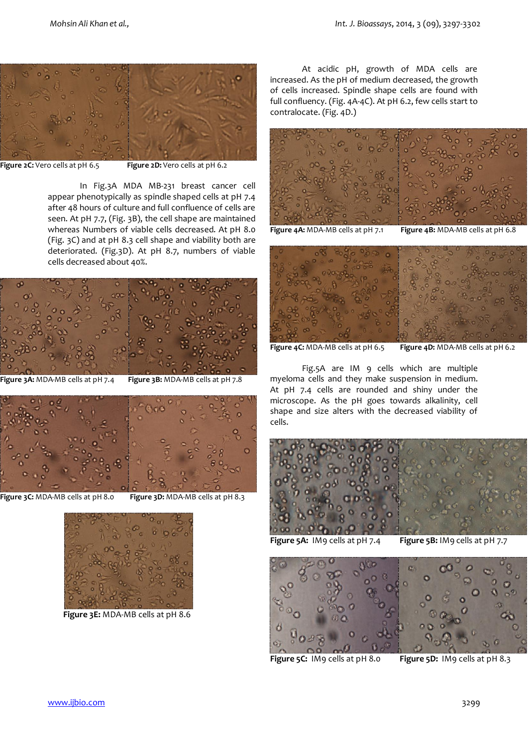Figure 2C: Vero cells at pH 6.5

Figure 2D: Vero cells at pH 6.2

In Fig.3A MDA MB-231 breast cancer cell appear phenotypically as spindle shaped cells at pH 7.4 after 48 hours of culture and full confluence of cells are seen. At pH 7.7, (Fig. 3B), the cell shape are maintained whereas Numbers of viable cells decreased. At pH 8.0 (Fig. 3C) and at pH 8.3 cell shape and viability both are deteriorated. (Fig.3D). At pH 8.7, numbers of viable cells decreased about 40%.

**Figure 3A:** MDA-MB cells at pH 7.4

**Figure 3B:** MDA-MB cells at pH 7.8

**Figure 3C:** MDA-MB cells at pH 8.0

**Figure 3D:** MDA-MB cells at pH 8.3

**Figure 3E:** MDA-MB cells at pH 8.6

At acidic pH, growth of MDA cells are increased. As the pH of medium decreased, the growth of cells increased. Spindle shape cells are found with full confluency. (Fig. 4A-4C). At pH 6.2, few cells start to contralocate. (Fig. 4D.)

**Figure 4A:** MDA-MB cells at pH 7.1

**Figure 4B:** MDA-MB cells at pH 6.8

**Figure 4C:** MDA-MB cells at pH 6.5

**Figure 4D:** MDA-MB cells at pH 6.2

Fig.5A are IM 9 cells which are multiple myeloma cells and they make suspension in medium. At pH 7.4 cells are rounded and shiny under the microscope. As the pH goes towards alkalinity, cell shape and size alters with the decreased viability of cells.

**Figure 5A:** IM9 cells at pH 7.4

**Figure 5B:** IM9 cells at pH 7.7

**Figure 5C:** IM9 cells at pH 8.0

**Figure 5D:** IM9 cells at pH 8.3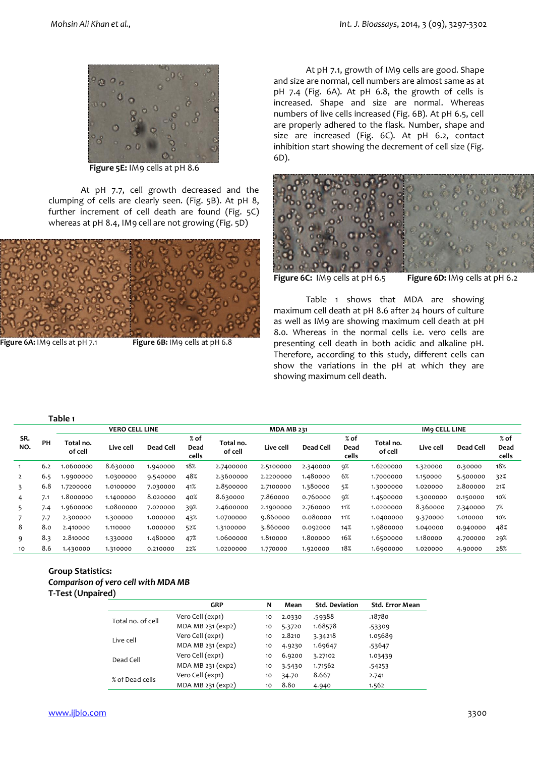**Figure 5E:** IM9 cells at pH 8.6

At pH 7.7, cell growth decreased and the clumping of cells are clearly seen. (Fig. 5B). At pH 8, further increment of cell death are found (Fig. 5C) whereas at pH 8.4, IM9 cell are not growing (Fig. 5D)

**Figure 6A:** IM9 cells at pH 7.1 **Figure 6B:** IM9 cells at pH 6.8

At pH 7.1, growth of IM9 cells are good. Shape and size are normal, cell numbers are almost same as at pH 7.4 (Fig. 6A). At pH 6.8, the growth of cells is increased. Shape and size are normal. Whereas numbers of live cells increased (Fig. 6B). At pH 6.5, cell are properly adhered to the flask. Number, shape and size are increased (Fig. 6C). At pH 6.2, contact inhibition start showing the decrement of cell size (Fig. 6D).

**Figure 6C:** IM9 cells at pH 6.5 **Figure 6D:** IM9 cells at pH 6.2

Table 1 shows that MDA are showing maximum cell death at pH 8.6 after 24 hours of culture as well as IM9 are showing maximum cell death at pH 8.0. Whereas in the normal cells i.e. vero cells are presenting cell death in both acidic and alkaline pH. Therefore, according to this study, different cells can show the variations in the pH at which they are showing maximum cell death.

**Table 1**

| SR. NO. | PH | VERO CELL LINE | | | | MDA MB 231 | | | | IM9 CELL LINE | | | |
|---|---|---|---|---|---|---|---|---|---|---|---|---|---|
| | | Total no. of cell | Live cell | Dead Cell | % of Dead cells | Total no. of cell | Live cell | Dead Cell | % of Dead cells | Total no. of cell | Live cell | Dead Cell | % of Dead cells |
| 1 | 6.2 | 1.0600000 | 8.630000 | 1.940000 | 18% | 2.7400000 | 2.5100000 | 2.340000 | 9% | 1.6200000 | 1.320000 | 0.30000 | 18% |
| 2 | 6.5 | 1.9900000 | 1.0300000 | 9.540000 | 48% | 2.3600000 | 2.2200000 | 1.480000 | 6% | 1.7000000 | 1.150000 | 5.500000 | 32% |
| 3 | 6.8 | 1.7200000 | 1.0100000 | 7.030000 | 41% | 2.8500000 | 2.7100000 | 1.380000 | 5% | 1.3000000 | 1.020000 | 2.800000 | 21% |
| 4 | 7.1 | 1.8000000 | 1.1400000 | 8.020000 | 40% | 8.630000 | 7.860000 | 0.760000 | 9% | 1.4500000 | 1.3000000 | 0.150000 | 10% |
| 5 | 7.4 | 1.9600000 | 1.0800000 | 7.020000 | 39% | 2.4600000 | 2.1900000 | 2.760000 | 11% | 1.0200000 | 8.360000 | 7.340000 | 7% |
| 7 | 7.7 | 2.300000 | 1.300000 | 1.000000 | 43% | 1.0700000 | 9.860000 | 0.080000 | 11% | 1.0400000 | 9.370000 | 1.010000 | 10% |
| 8 | 8.0 | 2.410000 | 1.110000 | 1.000000 | 52% | 1.3100000 | 3.860000 | 0.092000 | 14% | 1.9800000 | 1.040000 | 0.940000 | 48% |
| 9 | 8.3 | 2.810000 | 1.330000 | 1.480000 | 47% | 1.0600000 | 1.810000 | 1.800000 | 16% | 1.6500000 | 1.180000 | 4.700000 | 29% |
| 10 | 8.6 | 1.430000 | 1.310000 | 0.210000 | 22% | 1.0200000 | 1.770000 | 1.920000 | 18% | 1.6900000 | 1.020000 | 4.90000 | 28% |

**Group Statistics:**
***Comparison of vero cell with MDA MB***
**T-Test (Unpaired)**

| | GRP | N | Mean | Std. Deviation | Std. Error Mean |
|---|---|---|---|---|---|
| Total no. of cell | Vero Cell (exp1) | 10 | 2.0330 | .59388 | .18780 |
| | MDA MB 231 (exp2) | 10 | 5.3720 | 1.68578 | .53309 |
| Live cell | Vero Cell (exp1) | 10 | 2.8210 | 3.34218 | 1.05689 |
| | MDA MB 231 (exp2) | 10 | 4.9230 | 1.69647 | .53647 |
| Dead Cell | Vero Cell (exp1) | 10 | 6.9200 | 3.27102 | 1.03439 |
| | MDA MB 231 (exp2) | 10 | 3.5430 | 1.71562 | .54253 |
| % of Dead cells | Vero Cell (exp1) | 10 | 34.70 | 8.667 | 2.741 |
| | MDA MB 231 (exp2) | 10 | 8.80 | 4.940 | 1.562 |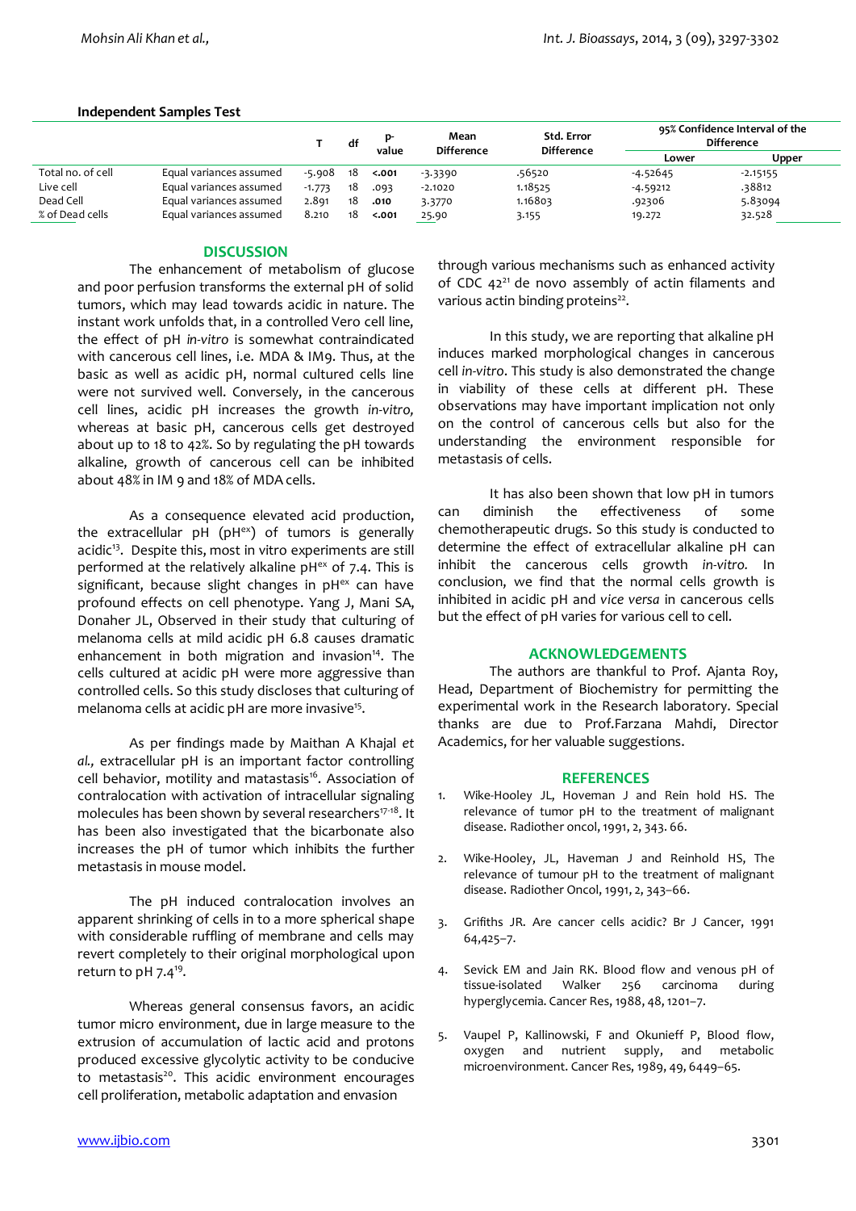**Independent Samples Test**

| | | T | df | p-value | Mean Difference | Std. Error Difference | 95% Confidence Interval of the Difference | |
|---|---|---|---|---|---|---|---|---|
| | | | | | | | Lower | Upper |
| Total no. of cell | Equal variances assumed | -5.908 | 18 | **<.001** | -3.3390 | .56520 | -4.52645 | -2.15155 |
| Live cell | Equal variances assumed | -1.773 | 18 | .093 | -2.1020 | 1.18525 | -4.59212 | .38812 |
| Dead Cell | Equal variances assumed | 2.891 | 18 | **.010** | 3.3770 | 1.16803 | .92306 | 5.83094 |
| % of Dead cells | Equal variances assumed | 8.210 | 18 | **<.001** | 25.90 | 3.155 | 19.272 | 32.528 |

## DISCUSSION

The enhancement of metabolism of glucose and poor perfusion transforms the external pH of solid tumors, which may lead towards acidic in nature. The instant work unfolds that, in a controlled Vero cell line, the effect of pH *in-vitro* is somewhat contraindicated with cancerous cell lines, i.e. MDA & IM9. Thus, at the basic as well as acidic pH, normal cultured cells line were not survived well. Conversely, in the cancerous cell lines, acidic pH increases the growth *in-vitro,* whereas at basic pH, cancerous cells get destroyed about up to 18 to 42%. So by regulating the pH towards alkaline, growth of cancerous cell can be inhibited about 48% in IM 9 and 18% of MDA cells.

As a consequence elevated acid production, the extracellular pH ($pH^{ex}$) of tumors is generally acidic[13]. Despite this, most in vitro experiments are still performed at the relatively alkaline $pH^{ex}$ of 7.4. This is significant, because slight changes in $pH^{ex}$ can have profound effects on cell phenotype. Yang J, Mani SA, Donaher JL, Observed in their study that culturing of melanoma cells at mild acidic pH 6.8 causes dramatic enhancement in both migration and invasion[14]. The cells cultured at acidic pH were more aggressive than controlled cells. So this study discloses that culturing of melanoma cells at acidic pH are more invasive[15].

As per findings made by Maithan A Khajal *et al.,* extracellular pH is an important factor controlling cell behavior, motility and matastasis[16]. Association of contralocation with activation of intracellular signaling molecules has been shown by several researchers[17-18]. It has been also investigated that the bicarbonate also increases the pH of tumor which inhibits the further metastasis in mouse model.

The pH induced contralocation involves an apparent shrinking of cells in to a more spherical shape with considerable ruffling of membrane and cells may revert completely to their original morphological upon return to pH 7.4[19].

Whereas general consensus favors, an acidic tumor micro environment, due in large measure to the extrusion of accumulation of lactic acid and protons produced excessive glycolytic activity to be conducive to metastasis[20]. This acidic environment encourages cell proliferation, metabolic adaptation and envasion through various mechanisms such as enhanced activity of CDC 42[21] de novo assembly of actin filaments and various actin binding proteins[22].

In this study, we are reporting that alkaline pH induces marked morphological changes in cancerous cell *in-vitro*. This study is also demonstrated the change in viability of these cells at different pH. These observations may have important implication not only on the control of cancerous cells but also for the understanding the environment responsible for metastasis of cells.

It has also been shown that low pH in tumors can diminish the effectiveness of some chemotherapeutic drugs. So this study is conducted to determine the effect of extracellular alkaline pH can inhibit the cancerous cells growth *in-vitro.* In conclusion, we find that the normal cells growth is inhibited in acidic pH and *vice versa* in cancerous cells but the effect of pH varies for various cell to cell.

## ACKNOWLEDGEMENTS

The authors are thankful to Prof. Ajanta Roy, Head, Department of Biochemistry for permitting the experimental work in the Research laboratory. Special thanks are due to Prof.Farzana Mahdi, Director Academics, for her valuable suggestions.

## REFERENCES

1. Wike-Hooley JL, Hoveman J and Rein hold HS. The relevance of tumor pH to the treatment of malignant disease. Radiother oncol, 1991, 2, 343. 66.
2. Wike-Hooley, JL, Haveman J and Reinhold HS, The relevance of tumour pH to the treatment of malignant disease. Radiother Oncol, 1991, 2, 343–66.
3. Grifiths JR. Are cancer cells acidic? Br J Cancer, 1991 64,425–7.
4. Sevick EM and Jain RK. Blood flow and venous pH of tissue-isolated Walker 256 carcinoma during hyperglycemia. Cancer Res, 1988, 48, 1201–7.
5. Vaupel P, Kallinowski, F and Okunieff P, Blood flow, oxygen and nutrient supply, and metabolic microenvironment. Cancer Res, 1989, 49, 6449–65.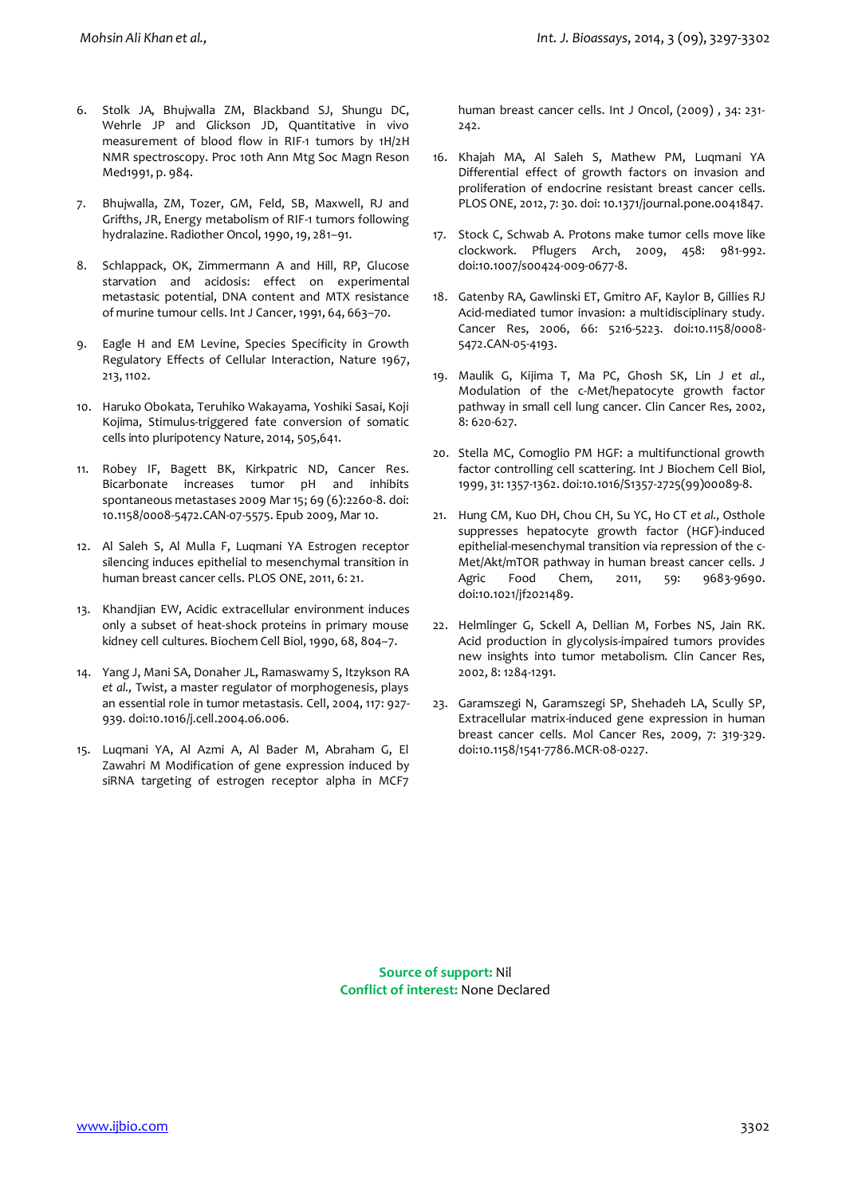6. Stolk JA, Bhujwalla ZM, Blackband SJ, Shungu DC, Wehrle JP and Glickson JD, Quantitative in vivo measurement of blood flow in RIF-1 tumors by 1H/2H NMR spectroscopy. Proc 10th Ann Mtg Soc Magn Reson Med1991, p. 984.

7. Bhujwalla, ZM, Tozer, GM, Feld, SB, Maxwell, RJ and Grifths, JR, Energy metabolism of RIF-1 tumors following hydralazine. Radiother Oncol, 1990, 19, 281–91.

8. Schlappack, OK, Zimmermann A and Hill, RP, Glucose starvation and acidosis: effect on experimental metastasic potential, DNA content and MTX resistance of murine tumour cells. Int J Cancer, 1991, 64, 663–70.

9. Eagle H and EM Levine, Species Specificity in Growth Regulatory Effects of Cellular Interaction, Nature 1967, 213, 1102.

10. Haruko Obokata, Teruhiko Wakayama, Yoshiki Sasai, Koji Kojima, Stimulus-triggered fate conversion of somatic cells into pluripotency Nature, 2014, 505,641.

11. Robey IF, Bagett BK, Kirkpatric ND, Cancer Res. Bicarbonate increases tumor pH and inhibits spontaneous metastases 2009 Mar 15; 69 (6):2260-8. doi: 10.1158/0008-5472.CAN-07-5575. Epub 2009, Mar 10.

12. Al Saleh S, Al Mulla F, Luqmani YA Estrogen receptor silencing induces epithelial to mesenchymal transition in human breast cancer cells. PLOS ONE, 2011, 6: 21.

13. Khandjian EW, Acidic extracellular environment induces only a subset of heat-shock proteins in primary mouse kidney cell cultures. Biochem Cell Biol, 1990, 68, 804–7.

14. Yang J, Mani SA, Donaher JL, Ramaswamy S, Itzykson RA *et al.,* Twist, a master regulator of morphogenesis, plays an essential role in tumor metastasis. Cell, 2004, 117: 927-939. doi:10.1016/j.cell.2004.06.006.

15. Luqmani YA, Al Azmi A, Al Bader M, Abraham G, El Zawahri M Modification of gene expression induced by siRNA targeting of estrogen receptor alpha in MCF7 human breast cancer cells. Int J Oncol, (2009) , 34: 231-242.

16. Khajah MA, Al Saleh S, Mathew PM, Luqmani YA Differential effect of growth factors on invasion and proliferation of endocrine resistant breast cancer cells. PLOS ONE, 2012, 7: 30. doi: 10.1371/journal.pone.0041847.

17. Stock C, Schwab A. Protons make tumor cells move like clockwork. Pflugers Arch, 2009, 458: 981-992. doi:10.1007/s00424-009-0677-8.

18. Gatenby RA, Gawlinski ET, Gmitro AF, Kaylor B, Gillies RJ Acid-mediated tumor invasion: a multidisciplinary study. Cancer Res, 2006, 66: 5216-5223. doi:10.1158/0008-5472.CAN-05-4193.

19. Maulik G, Kijima T, Ma PC, Ghosh SK, Lin J *et al.,* Modulation of the c-Met/hepatocyte growth factor pathway in small cell lung cancer. Clin Cancer Res, 2002, 8: 620-627.

20. Stella MC, Comoglio PM HGF: a multifunctional growth factor controlling cell scattering. Int J Biochem Cell Biol, 1999, 31: 1357-1362. doi:10.1016/S1357-2725(99)00089-8.

21. Hung CM, Kuo DH, Chou CH, Su YC, Ho CT *et al.,* Osthole suppresses hepatocyte growth factor (HGF)-induced epithelial-mesenchymal transition via repression of the c-Met/Akt/mTOR pathway in human breast cancer cells. J Agric Food Chem, 2011, 59: 9683-9690. doi:10.1021/jf2021489.

22. Helmlinger G, Sckell A, Dellian M, Forbes NS, Jain RK. Acid production in glycolysis-impaired tumors provides new insights into tumor metabolism. Clin Cancer Res, 2002, 8: 1284-1291.

23. Garamszegi N, Garamszegi SP, Shehadeh LA, Scully SP, Extracellular matrix-induced gene expression in human breast cancer cells. Mol Cancer Res, 2009, 7: 319-329. doi:10.1158/1541-7786.MCR-08-0227.

**Source of support:** Nil
**Conflict of interest:** None Declared